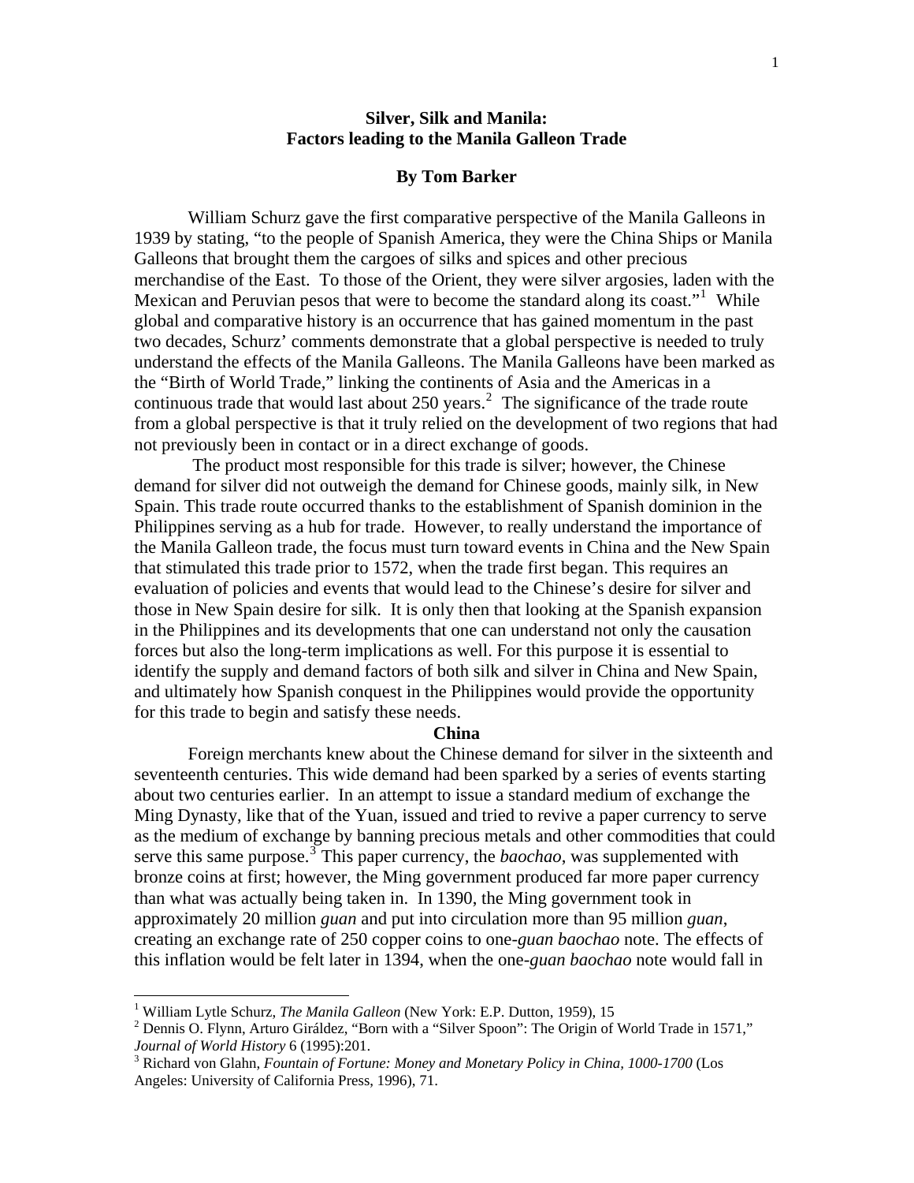# Silver, Silk and Manila:
# Factors leading to the Manila Galleon Trade

**By Tom Barker**

William Schurz gave the first comparative perspective of the Manila Galleons in 1939 by stating, "to the people of Spanish America, they were the China Ships or Manila Galleons that brought them the cargoes of silks and spices and other precious merchandise of the East. To those of the Orient, they were silver argosies, laden with the Mexican and Peruvian pesos that were to become the standard along its coast."[1] While global and comparative history is an occurrence that has gained momentum in the past two decades, Schurz' comments demonstrate that a global perspective is needed to truly understand the effects of the Manila Galleons. The Manila Galleons have been marked as the "Birth of World Trade," linking the continents of Asia and the Americas in a continuous trade that would last about 250 years.[2] The significance of the trade route from a global perspective is that it truly relied on the development of two regions that had not previously been in contact or in a direct exchange of goods.

The product most responsible for this trade is silver; however, the Chinese demand for silver did not outweigh the demand for Chinese goods, mainly silk, in New Spain. This trade route occurred thanks to the establishment of Spanish dominion in the Philippines serving as a hub for trade. However, to really understand the importance of the Manila Galleon trade, the focus must turn toward events in China and the New Spain that stimulated this trade prior to 1572, when the trade first began. This requires an evaluation of policies and events that would lead to the Chinese's desire for silver and those in New Spain desire for silk. It is only then that looking at the Spanish expansion in the Philippines and its developments that one can understand not only the causation forces but also the long-term implications as well. For this purpose it is essential to identify the supply and demand factors of both silk and silver in China and New Spain, and ultimately how Spanish conquest in the Philippines would provide the opportunity for this trade to begin and satisfy these needs.

## China

Foreign merchants knew about the Chinese demand for silver in the sixteenth and seventeenth centuries. This wide demand had been sparked by a series of events starting about two centuries earlier. In an attempt to issue a standard medium of exchange the Ming Dynasty, like that of the Yuan, issued and tried to revive a paper currency to serve as the medium of exchange by banning precious metals and other commodities that could serve this same purpose.[3] This paper currency, the *baochao*, was supplemented with bronze coins at first; however, the Ming government produced far more paper currency than what was actually being taken in. In 1390, the Ming government took in approximately 20 million *guan* and put into circulation more than 95 million *guan*, creating an exchange rate of 250 copper coins to one-*guan baochao* note. The effects of this inflation would be felt later in 1394, when the one-*guan baochao* note would fall in

---

[1] William Lytle Schurz, *The Manila Galleon* (New York: E.P. Dutton, 1959), 15

[2] Dennis O. Flynn, Arturo Giráldez, "Born with a "Silver Spoon": The Origin of World Trade in 1571," *Journal of World History* 6 (1995):201.

[3] Richard von Glahn, *Fountain of Fortune: Money and Monetary Policy in China, 1000-1700* (Los Angeles: University of California Press, 1996), 71.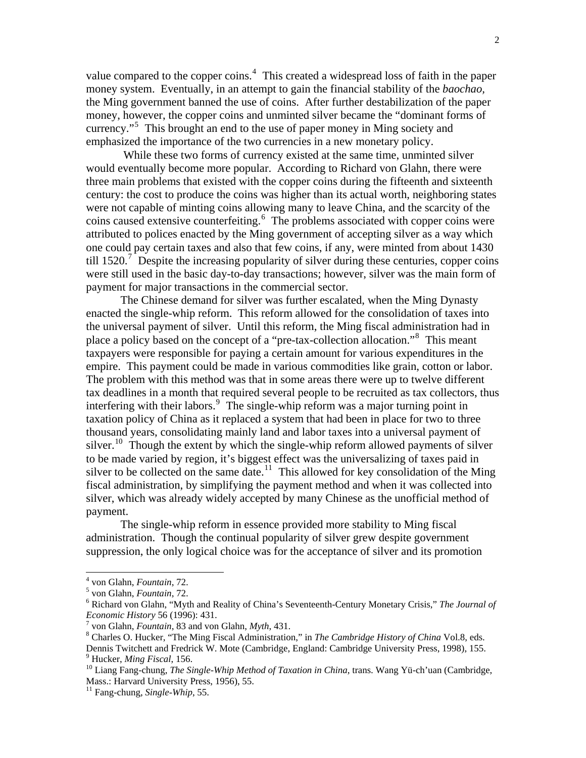value compared to the copper coins.[4] This created a widespread loss of faith in the paper money system. Eventually, in an attempt to gain the financial stability of the *baochao*, the Ming government banned the use of coins. After further destabilization of the paper money, however, the copper coins and unminted silver became the "dominant forms of currency."[5] This brought an end to the use of paper money in Ming society and emphasized the importance of the two currencies in a new monetary policy.

While these two forms of currency existed at the same time, unminted silver would eventually become more popular. According to Richard von Glahn, there were three main problems that existed with the copper coins during the fifteenth and sixteenth century: the cost to produce the coins was higher than its actual worth, neighboring states were not capable of minting coins allowing many to leave China, and the scarcity of the coins caused extensive counterfeiting.[6] The problems associated with copper coins were attributed to polices enacted by the Ming government of accepting silver as a way which one could pay certain taxes and also that few coins, if any, were minted from about 1430 till 1520.[7] Despite the increasing popularity of silver during these centuries, copper coins were still used in the basic day-to-day transactions; however, silver was the main form of payment for major transactions in the commercial sector.

The Chinese demand for silver was further escalated, when the Ming Dynasty enacted the single-whip reform. This reform allowed for the consolidation of taxes into the universal payment of silver. Until this reform, the Ming fiscal administration had in place a policy based on the concept of a "pre-tax-collection allocation."[8] This meant taxpayers were responsible for paying a certain amount for various expenditures in the empire. This payment could be made in various commodities like grain, cotton or labor. The problem with this method was that in some areas there were up to twelve different tax deadlines in a month that required several people to be recruited as tax collectors, thus interfering with their labors.[9] The single-whip reform was a major turning point in taxation policy of China as it replaced a system that had been in place for two to three thousand years, consolidating mainly land and labor taxes into a universal payment of silver.[10] Though the extent by which the single-whip reform allowed payments of silver to be made varied by region, it's biggest effect was the universalizing of taxes paid in silver to be collected on the same date.[11] This allowed for key consolidation of the Ming fiscal administration, by simplifying the payment method and when it was collected into silver, which was already widely accepted by many Chinese as the unofficial method of payment.

The single-whip reform in essence provided more stability to Ming fiscal administration. Though the continual popularity of silver grew despite government suppression, the only logical choice was for the acceptance of silver and its promotion

---

[4] von Glahn, *Fountain*, 72.
[5] von Glahn, *Fountain*, 72.
[6] Richard von Glahn, "Myth and Reality of China's Seventeenth-Century Monetary Crisis," *The Journal of Economic History* 56 (1996): 431.
[7] von Glahn, *Fountain*, 83 and von Glahn, *Myth*, 431.
[8] Charles O. Hucker, "The Ming Fiscal Administration," in *The Cambridge History of China* Vol.8, eds. Dennis Twitchett and Fredrick W. Mote (Cambridge, England: Cambridge University Press, 1998), 155.
[9] Hucker, *Ming Fiscal*, 156.
[10] Liang Fang-chung, *The Single-Whip Method of Taxation in China*, trans. Wang Yü-ch'uan (Cambridge, Mass.: Harvard University Press, 1956), 55.
[11] Fang-chung, *Single-Whip*, 55.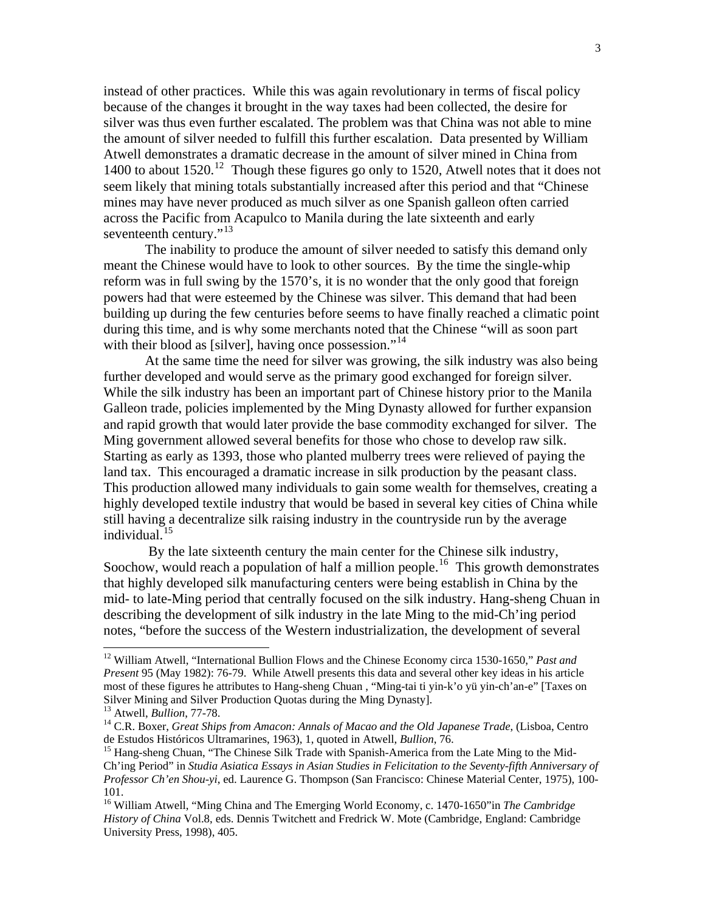instead of other practices. While this was again revolutionary in terms of fiscal policy because of the changes it brought in the way taxes had been collected, the desire for silver was thus even further escalated. The problem was that China was not able to mine the amount of silver needed to fulfill this further escalation. Data presented by William Atwell demonstrates a dramatic decrease in the amount of silver mined in China from 1400 to about 1520.[12] Though these figures go only to 1520, Atwell notes that it does not seem likely that mining totals substantially increased after this period and that "Chinese mines may have never produced as much silver as one Spanish galleon often carried across the Pacific from Acapulco to Manila during the late sixteenth and early seventeenth century."[13]

The inability to produce the amount of silver needed to satisfy this demand only meant the Chinese would have to look to other sources. By the time the single-whip reform was in full swing by the 1570's, it is no wonder that the only good that foreign powers had that were esteemed by the Chinese was silver. This demand that had been building up during the few centuries before seems to have finally reached a climatic point during this time, and is why some merchants noted that the Chinese "will as soon part with their blood as [silver], having once possession."[14]

At the same time the need for silver was growing, the silk industry was also being further developed and would serve as the primary good exchanged for foreign silver. While the silk industry has been an important part of Chinese history prior to the Manila Galleon trade, policies implemented by the Ming Dynasty allowed for further expansion and rapid growth that would later provide the base commodity exchanged for silver. The Ming government allowed several benefits for those who chose to develop raw silk. Starting as early as 1393, those who planted mulberry trees were relieved of paying the land tax. This encouraged a dramatic increase in silk production by the peasant class. This production allowed many individuals to gain some wealth for themselves, creating a highly developed textile industry that would be based in several key cities of China while still having a decentralize silk raising industry in the countryside run by the average individual.[15]

By the late sixteenth century the main center for the Chinese silk industry, Soochow, would reach a population of half a million people.[16] This growth demonstrates that highly developed silk manufacturing centers were being establish in China by the mid- to late-Ming period that centrally focused on the silk industry. Hang-sheng Chuan in describing the development of silk industry in the late Ming to the mid-Ch'ing period notes, "before the success of the Western industrialization, the development of several

---

[12] William Atwell, "International Bullion Flows and the Chinese Economy circa 1530-1650," *Past and Present* 95 (May 1982): 76-79. While Atwell presents this data and several other key ideas in his article most of these figures he attributes to Hang-sheng Chuan , "Ming-tai ti yin-k'o yü yin-ch'an-e" [Taxes on Silver Mining and Silver Production Quotas during the Ming Dynasty].

[13] Atwell, *Bullion*, 77-78.

[14] C.R. Boxer, *Great Ships from Amacon: Annals of Macao and the Old Japanese Trade*, (Lisboa, Centro de Estudos Históricos Ultramarines, 1963), 1, quoted in Atwell, *Bullion*, 76.

[15] Hang-sheng Chuan, "The Chinese Silk Trade with Spanish-America from the Late Ming to the Mid-Ch'ing Period" in *Studia Asiatica Essays in Asian Studies in Felicitation to the Seventy-fifth Anniversary of Professor Ch'en Shou-yi*, ed. Laurence G. Thompson (San Francisco: Chinese Material Center, 1975), 100-101.

[16] William Atwell, "Ming China and The Emerging World Economy, c. 1470-1650"in *The Cambridge History of China* Vol.8, eds. Dennis Twitchett and Fredrick W. Mote (Cambridge, England: Cambridge University Press, 1998), 405.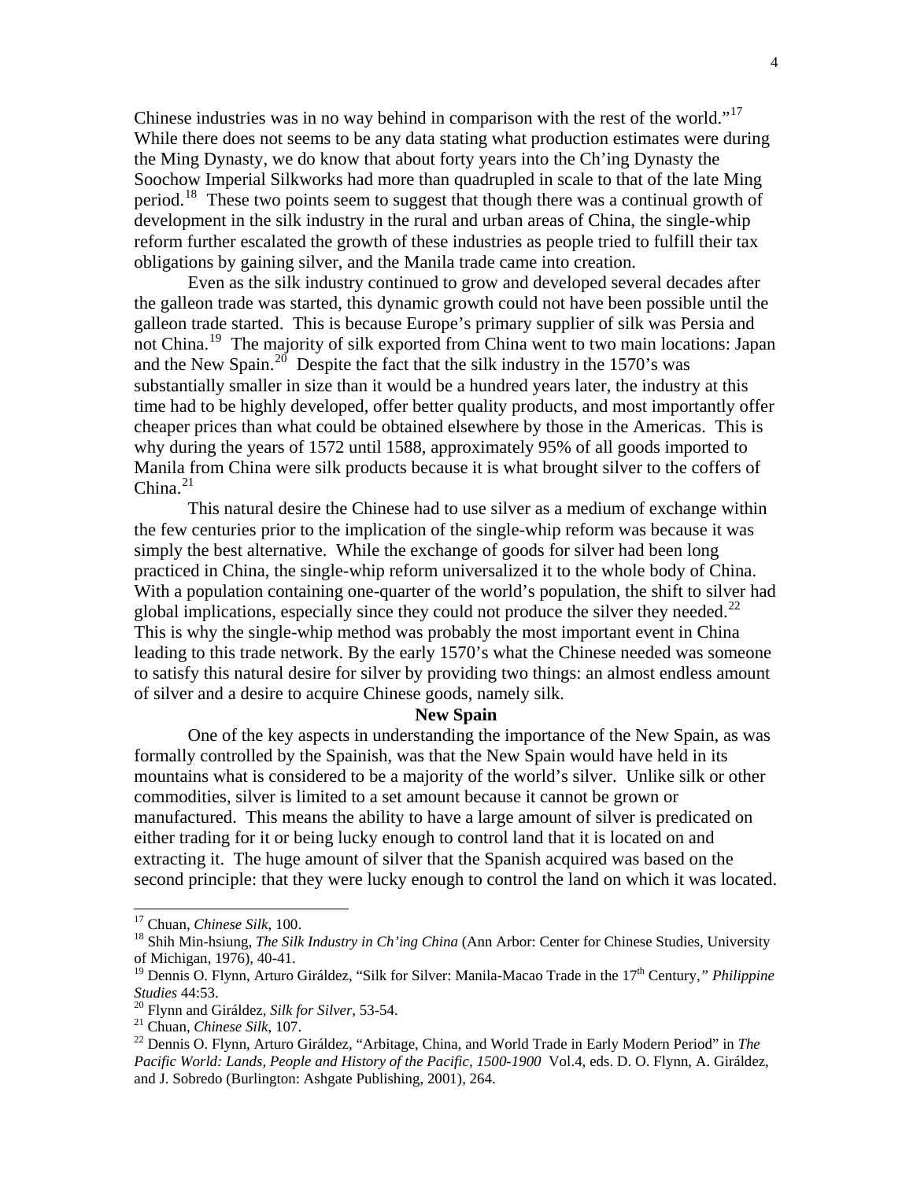Chinese industries was in no way behind in comparison with the rest of the world."[17] While there does not seems to be any data stating what production estimates were during the Ming Dynasty, we do know that about forty years into the Ch'ing Dynasty the Soochow Imperial Silkworks had more than quadrupled in scale to that of the late Ming period.[18] These two points seem to suggest that though there was a continual growth of development in the silk industry in the rural and urban areas of China, the single-whip reform further escalated the growth of these industries as people tried to fulfill their tax obligations by gaining silver, and the Manila trade came into creation.

Even as the silk industry continued to grow and developed several decades after the galleon trade was started, this dynamic growth could not have been possible until the galleon trade started. This is because Europe's primary supplier of silk was Persia and not China.[19] The majority of silk exported from China went to two main locations: Japan and the New Spain.[20] Despite the fact that the silk industry in the 1570's was substantially smaller in size than it would be a hundred years later, the industry at this time had to be highly developed, offer better quality products, and most importantly offer cheaper prices than what could be obtained elsewhere by those in the Americas. This is why during the years of 1572 until 1588, approximately 95% of all goods imported to Manila from China were silk products because it is what brought silver to the coffers of China.[21]

This natural desire the Chinese had to use silver as a medium of exchange within the few centuries prior to the implication of the single-whip reform was because it was simply the best alternative. While the exchange of goods for silver had been long practiced in China, the single-whip reform universalized it to the whole body of China. With a population containing one-quarter of the world's population, the shift to silver had global implications, especially since they could not produce the silver they needed.[22] This is why the single-whip method was probably the most important event in China leading to this trade network. By the early 1570's what the Chinese needed was someone to satisfy this natural desire for silver by providing two things: an almost endless amount of silver and a desire to acquire Chinese goods, namely silk.

**New Spain**

One of the key aspects in understanding the importance of the New Spain, as was formally controlled by the Spainish, was that the New Spain would have held in its mountains what is considered to be a majority of the world's silver. Unlike silk or other commodities, silver is limited to a set amount because it cannot be grown or manufactured. This means the ability to have a large amount of silver is predicated on either trading for it or being lucky enough to control land that it is located on and extracting it. The huge amount of silver that the Spanish acquired was based on the second principle: that they were lucky enough to control the land on which it was located.

---

[17] Chuan, *Chinese Silk*, 100.

[18] Shih Min-hsiung, *The Silk Industry in Ch'ing China* (Ann Arbor: Center for Chinese Studies, University of Michigan, 1976), 40-41.

[19] Dennis O. Flynn, Arturo Giráldez, "Silk for Silver: Manila-Macao Trade in the 17th Century," *Philippine Studies* 44:53.

[20] Flynn and Giráldez, *Silk for Silver*, 53-54.

[21] Chuan, *Chinese Silk*, 107.

[22] Dennis O. Flynn, Arturo Giráldez, "Arbitage, China, and World Trade in Early Modern Period" in *The Pacific World: Lands, People and History of the Pacific, 1500-1900* Vol.4, eds. D. O. Flynn, A. Giráldez, and J. Sobredo (Burlington: Ashgate Publishing, 2001), 264.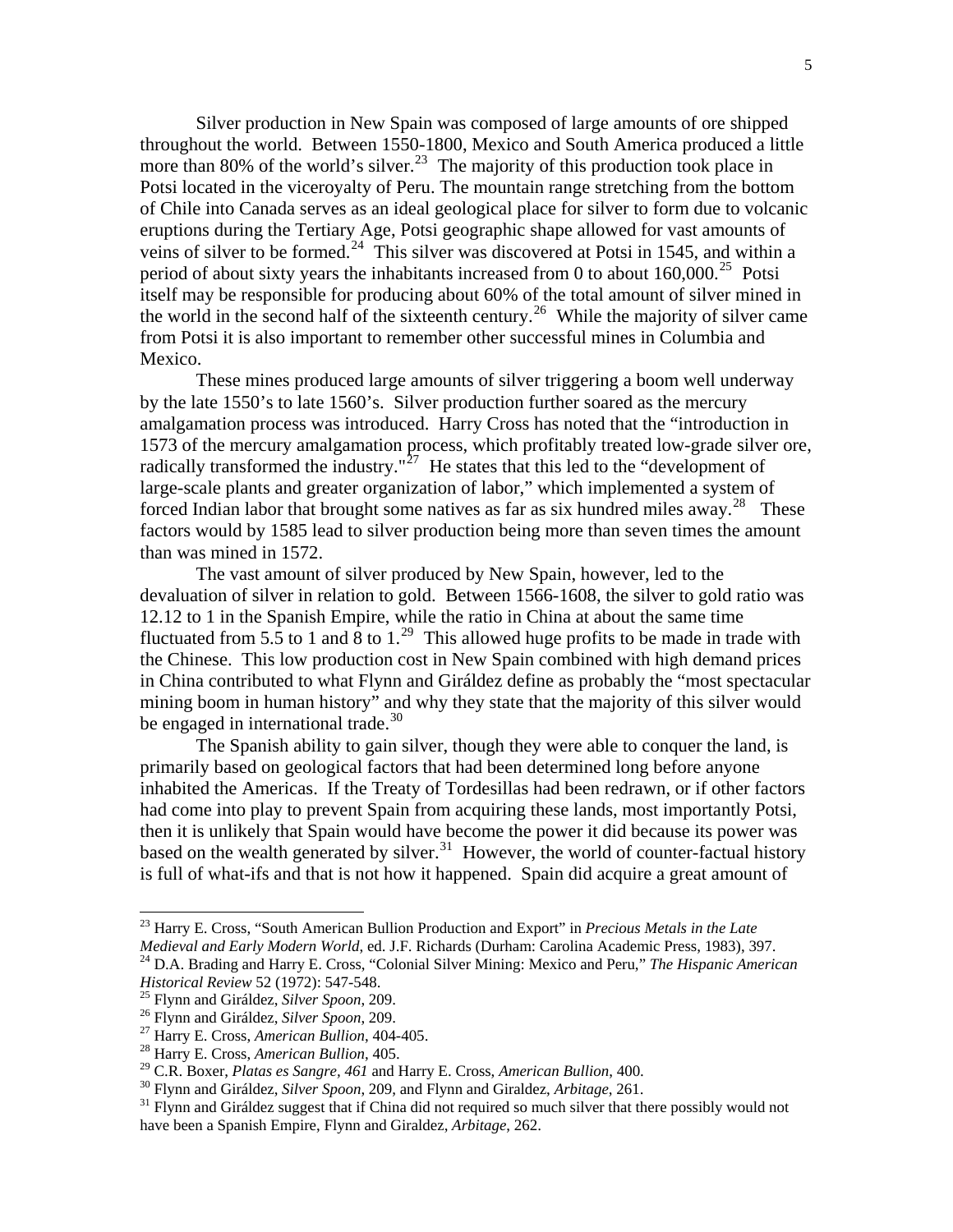Silver production in New Spain was composed of large amounts of ore shipped throughout the world. Between 1550-1800, Mexico and South America produced a little more than 80% of the world's silver.[23] The majority of this production took place in Potsi located in the viceroyalty of Peru. The mountain range stretching from the bottom of Chile into Canada serves as an ideal geological place for silver to form due to volcanic eruptions during the Tertiary Age, Potsi geographic shape allowed for vast amounts of veins of silver to be formed.[24] This silver was discovered at Potsi in 1545, and within a period of about sixty years the inhabitants increased from 0 to about 160,000.[25] Potsi itself may be responsible for producing about 60% of the total amount of silver mined in the world in the second half of the sixteenth century.[26] While the majority of silver came from Potsi it is also important to remember other successful mines in Columbia and Mexico.

These mines produced large amounts of silver triggering a boom well underway by the late 1550's to late 1560's. Silver production further soared as the mercury amalgamation process was introduced. Harry Cross has noted that the "introduction in 1573 of the mercury amalgamation process, which profitably treated low-grade silver ore, radically transformed the industry."[27] He states that this led to the "development of large-scale plants and greater organization of labor," which implemented a system of forced Indian labor that brought some natives as far as six hundred miles away.[28] These factors would by 1585 lead to silver production being more than seven times the amount than was mined in 1572.

The vast amount of silver produced by New Spain, however, led to the devaluation of silver in relation to gold. Between 1566-1608, the silver to gold ratio was 12.12 to 1 in the Spanish Empire, while the ratio in China at about the same time fluctuated from 5.5 to 1 and 8 to 1.[29] This allowed huge profits to be made in trade with the Chinese. This low production cost in New Spain combined with high demand prices in China contributed to what Flynn and Giráldez define as probably the "most spectacular mining boom in human history" and why they state that the majority of this silver would be engaged in international trade.[30]

The Spanish ability to gain silver, though they were able to conquer the land, is primarily based on geological factors that had been determined long before anyone inhabited the Americas. If the Treaty of Tordesillas had been redrawn, or if other factors had come into play to prevent Spain from acquiring these lands, most importantly Potsi, then it is unlikely that Spain would have become the power it did because its power was based on the wealth generated by silver.[31] However, the world of counter-factual history is full of what-ifs and that is not how it happened. Spain did acquire a great amount of

---

[23] Harry E. Cross, "South American Bullion Production and Export" in *Precious Metals in the Late Medieval and Early Modern World*, ed. J.F. Richards (Durham: Carolina Academic Press, 1983), 397.

[24] D.A. Brading and Harry E. Cross, "Colonial Silver Mining: Mexico and Peru," *The Hispanic American Historical Review* 52 (1972): 547-548.

[25] Flynn and Giráldez, *Silver Spoon*, 209.

[26] Flynn and Giráldez, *Silver Spoon*, 209.

[27] Harry E. Cross, *American Bullion*, 404-405.

[28] Harry E. Cross, *American Bullion*, 405.

[29] C.R. Boxer, *Platas es Sangre, 461* and Harry E. Cross, *American Bullion*, 400.

[30] Flynn and Giráldez, *Silver Spoon*, 209, and Flynn and Giraldez, *Arbitage*, 261.

[31] Flynn and Giráldez suggest that if China did not required so much silver that there possibly would not have been a Spanish Empire, Flynn and Giraldez, *Arbitage*, 262.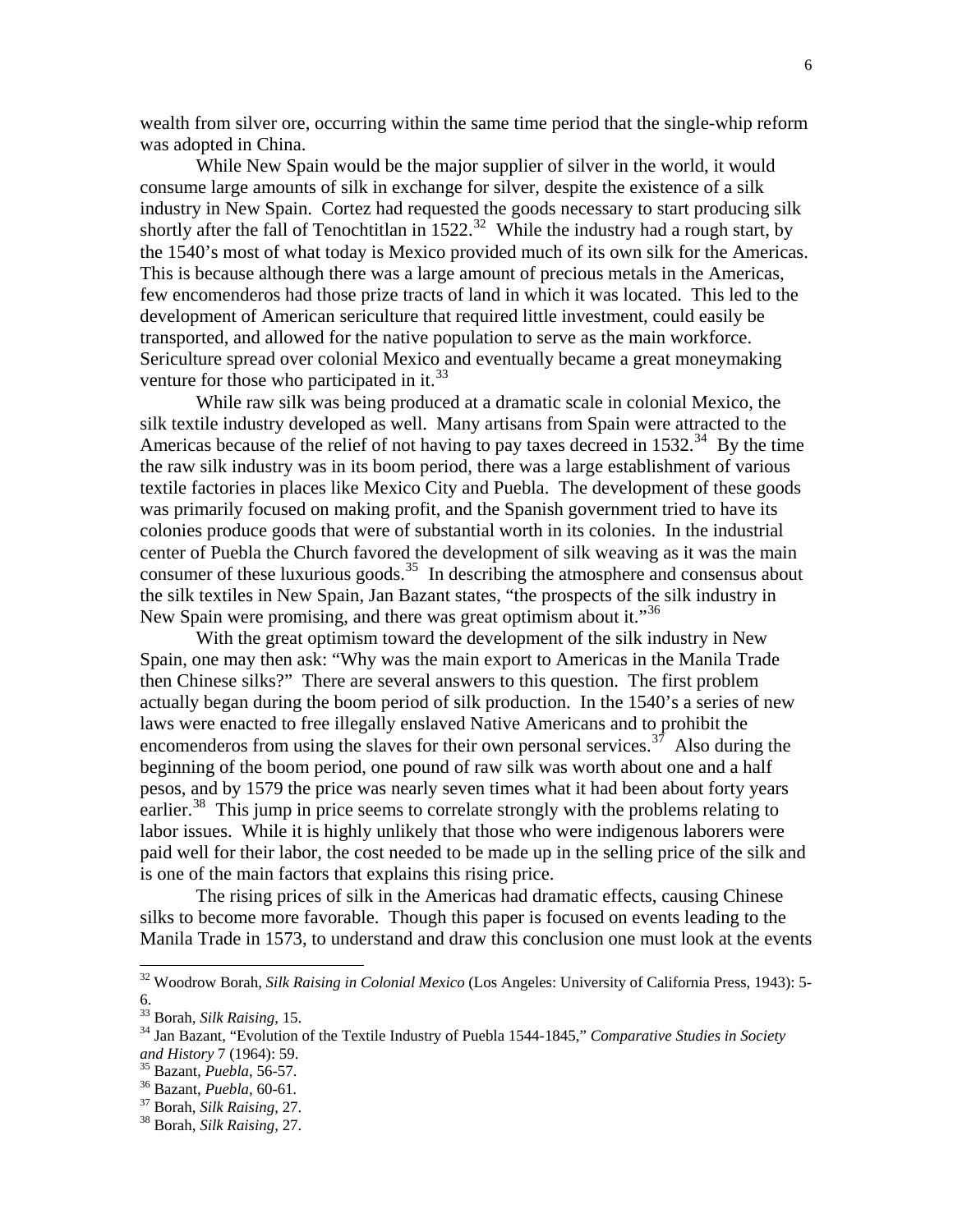wealth from silver ore, occurring within the same time period that the single-whip reform was adopted in China.

While New Spain would be the major supplier of silver in the world, it would consume large amounts of silk in exchange for silver, despite the existence of a silk industry in New Spain. Cortez had requested the goods necessary to start producing silk shortly after the fall of Tenochtitlan in 1522.[32] While the industry had a rough start, by the 1540's most of what today is Mexico provided much of its own silk for the Americas. This is because although there was a large amount of precious metals in the Americas, few encomenderos had those prize tracts of land in which it was located. This led to the development of American sericulture that required little investment, could easily be transported, and allowed for the native population to serve as the main workforce. Sericulture spread over colonial Mexico and eventually became a great moneymaking venture for those who participated in it.[33]

While raw silk was being produced at a dramatic scale in colonial Mexico, the silk textile industry developed as well. Many artisans from Spain were attracted to the Americas because of the relief of not having to pay taxes decreed in 1532.[34] By the time the raw silk industry was in its boom period, there was a large establishment of various textile factories in places like Mexico City and Puebla. The development of these goods was primarily focused on making profit, and the Spanish government tried to have its colonies produce goods that were of substantial worth in its colonies. In the industrial center of Puebla the Church favored the development of silk weaving as it was the main consumer of these luxurious goods.[35] In describing the atmosphere and consensus about the silk textiles in New Spain, Jan Bazant states, "the prospects of the silk industry in New Spain were promising, and there was great optimism about it."[36]

With the great optimism toward the development of the silk industry in New Spain, one may then ask: "Why was the main export to Americas in the Manila Trade then Chinese silks?" There are several answers to this question. The first problem actually began during the boom period of silk production. In the 1540's a series of new laws were enacted to free illegally enslaved Native Americans and to prohibit the encomenderos from using the slaves for their own personal services.[37] Also during the beginning of the boom period, one pound of raw silk was worth about one and a half pesos, and by 1579 the price was nearly seven times what it had been about forty years earlier.[38] This jump in price seems to correlate strongly with the problems relating to labor issues. While it is highly unlikely that those who were indigenous laborers were paid well for their labor, the cost needed to be made up in the selling price of the silk and is one of the main factors that explains this rising price.

The rising prices of silk in the Americas had dramatic effects, causing Chinese silks to become more favorable. Though this paper is focused on events leading to the Manila Trade in 1573, to understand and draw this conclusion one must look at the events

---

[32] Woodrow Borah, *Silk Raising in Colonial Mexico* (Los Angeles: University of California Press, 1943): 5-6.

[33] Borah, *Silk Raising*, 15.

[34] Jan Bazant, "Evolution of the Textile Industry of Puebla 1544-1845," *Comparative Studies in Society and History* 7 (1964): 59.

[35] Bazant, *Puebla*, 56-57.

[36] Bazant, *Puebla*, 60-61.

[37] Borah, *Silk Raising*, 27.

[38] Borah, *Silk Raising*, 27.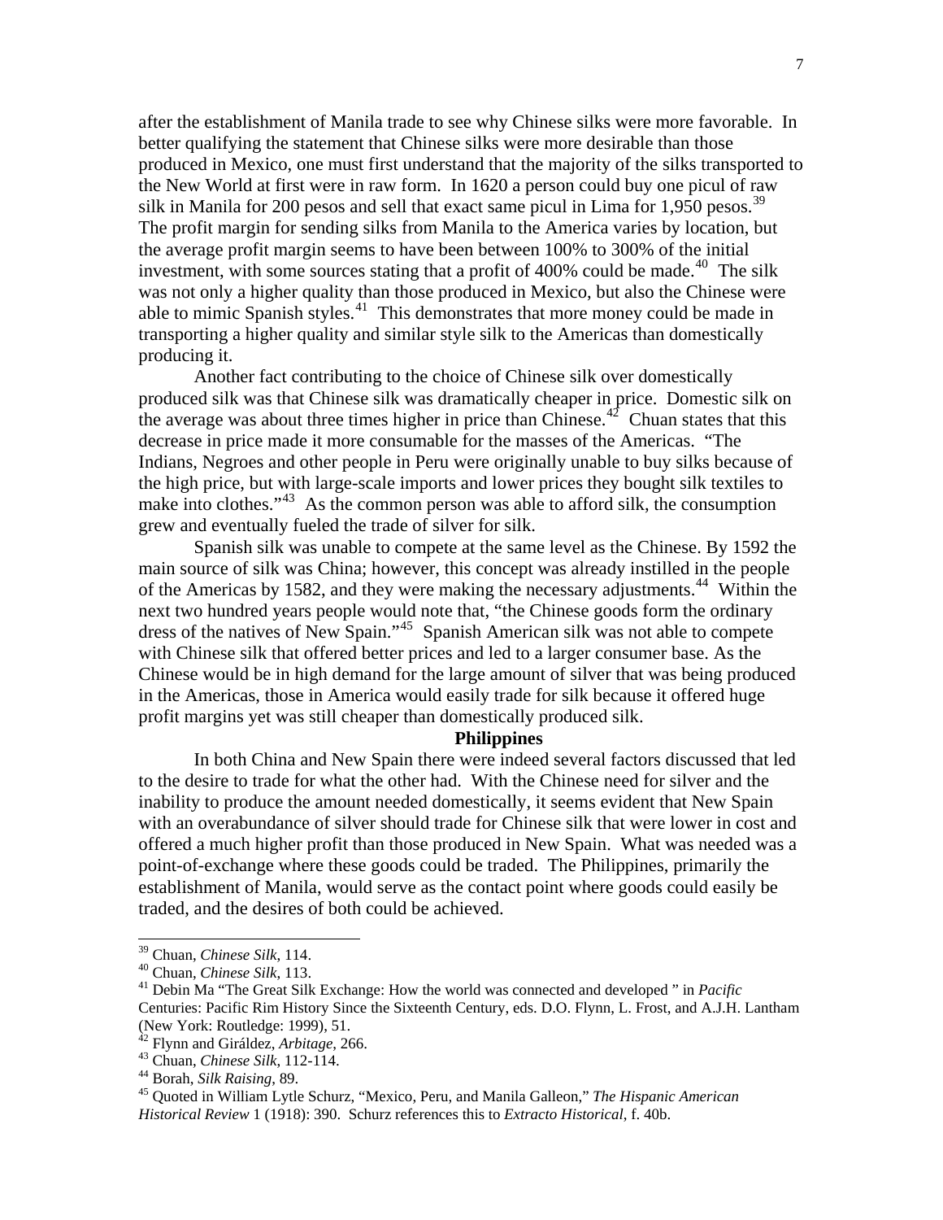after the establishment of Manila trade to see why Chinese silks were more favorable. In better qualifying the statement that Chinese silks were more desirable than those produced in Mexico, one must first understand that the majority of the silks transported to the New World at first were in raw form. In 1620 a person could buy one picul of raw silk in Manila for 200 pesos and sell that exact same picul in Lima for 1,950 pesos.[39] The profit margin for sending silks from Manila to the America varies by location, but the average profit margin seems to have been between 100% to 300% of the initial investment, with some sources stating that a profit of 400% could be made.[40] The silk was not only a higher quality than those produced in Mexico, but also the Chinese were able to mimic Spanish styles.[41] This demonstrates that more money could be made in transporting a higher quality and similar style silk to the Americas than domestically producing it.

Another fact contributing to the choice of Chinese silk over domestically produced silk was that Chinese silk was dramatically cheaper in price. Domestic silk on the average was about three times higher in price than Chinese.[42] Chuan states that this decrease in price made it more consumable for the masses of the Americas. "The Indians, Negroes and other people in Peru were originally unable to buy silks because of the high price, but with large-scale imports and lower prices they bought silk textiles to make into clothes."[43] As the common person was able to afford silk, the consumption grew and eventually fueled the trade of silver for silk.

Spanish silk was unable to compete at the same level as the Chinese. By 1592 the main source of silk was China; however, this concept was already instilled in the people of the Americas by 1582, and they were making the necessary adjustments.[44] Within the next two hundred years people would note that, "the Chinese goods form the ordinary dress of the natives of New Spain."[45] Spanish American silk was not able to compete with Chinese silk that offered better prices and led to a larger consumer base. As the Chinese would be in high demand for the large amount of silver that was being produced in the Americas, those in America would easily trade for silk because it offered huge profit margins yet was still cheaper than domestically produced silk.

**Philippines**

In both China and New Spain there were indeed several factors discussed that led to the desire to trade for what the other had. With the Chinese need for silver and the inability to produce the amount needed domestically, it seems evident that New Spain with an overabundance of silver should trade for Chinese silk that were lower in cost and offered a much higher profit than those produced in New Spain. What was needed was a point-of-exchange where these goods could be traded. The Philippines, primarily the establishment of Manila, would serve as the contact point where goods could easily be traded, and the desires of both could be achieved.

---

[39] Chuan, *Chinese Silk*, 114.

[40] Chuan, *Chinese Silk*, 113.

[41] Debin Ma "The Great Silk Exchange: How the world was connected and developed " in *Pacific* Centuries: Pacific Rim History Since the Sixteenth Century, eds. D.O. Flynn, L. Frost, and A.J.H. Lantham (New York: Routledge: 1999), 51.

[42] Flynn and Giráldez, *Arbitage*, 266.

[43] Chuan, *Chinese Silk*, 112-114.

[44] Borah, *Silk Raising*, 89.

[45] Quoted in William Lytle Schurz, "Mexico, Peru, and Manila Galleon," *The Hispanic American Historical Review* 1 (1918): 390. Schurz references this to *Extracto Historical*, f. 40b.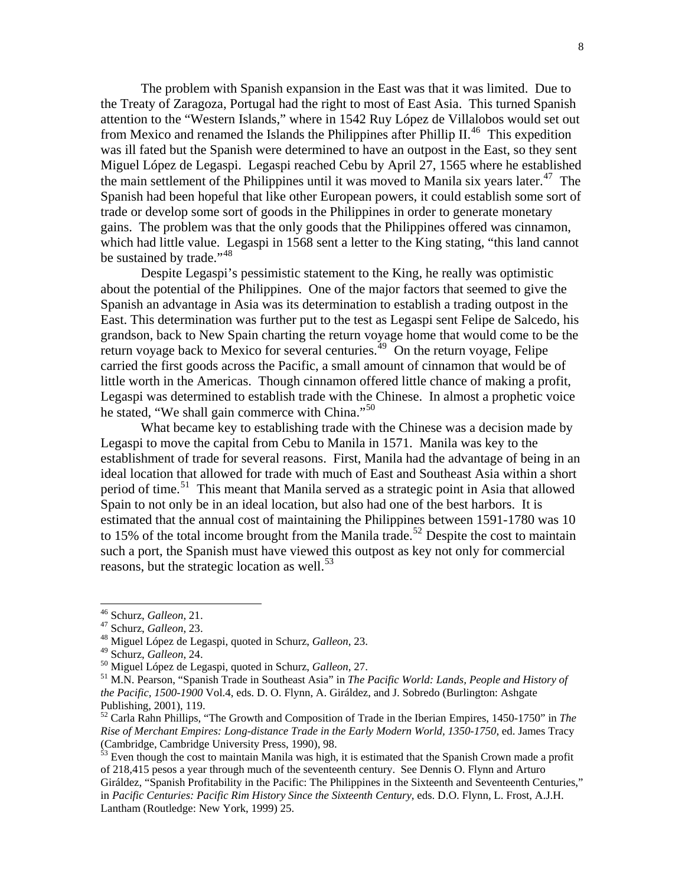The problem with Spanish expansion in the East was that it was limited. Due to the Treaty of Zaragoza, Portugal had the right to most of East Asia. This turned Spanish attention to the "Western Islands," where in 1542 Ruy López de Villalobos would set out from Mexico and renamed the Islands the Philippines after Phillip II.[46] This expedition was ill fated but the Spanish were determined to have an outpost in the East, so they sent Miguel López de Legaspi. Legaspi reached Cebu by April 27, 1565 where he established the main settlement of the Philippines until it was moved to Manila six years later.[47] The Spanish had been hopeful that like other European powers, it could establish some sort of trade or develop some sort of goods in the Philippines in order to generate monetary gains. The problem was that the only goods that the Philippines offered was cinnamon, which had little value. Legaspi in 1568 sent a letter to the King stating, "this land cannot be sustained by trade."[48]

Despite Legaspi's pessimistic statement to the King, he really was optimistic about the potential of the Philippines. One of the major factors that seemed to give the Spanish an advantage in Asia was its determination to establish a trading outpost in the East. This determination was further put to the test as Legaspi sent Felipe de Salcedo, his grandson, back to New Spain charting the return voyage home that would come to be the return voyage back to Mexico for several centuries.[49] On the return voyage, Felipe carried the first goods across the Pacific, a small amount of cinnamon that would be of little worth in the Americas. Though cinnamon offered little chance of making a profit, Legaspi was determined to establish trade with the Chinese. In almost a prophetic voice he stated, "We shall gain commerce with China."[50]

What became key to establishing trade with the Chinese was a decision made by Legaspi to move the capital from Cebu to Manila in 1571. Manila was key to the establishment of trade for several reasons. First, Manila had the advantage of being in an ideal location that allowed for trade with much of East and Southeast Asia within a short period of time.[51] This meant that Manila served as a strategic point in Asia that allowed Spain to not only be in an ideal location, but also had one of the best harbors. It is estimated that the annual cost of maintaining the Philippines between 1591-1780 was 10 to 15% of the total income brought from the Manila trade.[52] Despite the cost to maintain such a port, the Spanish must have viewed this outpost as key not only for commercial reasons, but the strategic location as well.[53]

---

[46] Schurz, *Galleon*, 21.

[47] Schurz, *Galleon*, 23.

[48] Miguel López de Legaspi, quoted in Schurz, *Galleon*, 23.

[49] Schurz, *Galleon*, 24.

[50] Miguel López de Legaspi, quoted in Schurz, *Galleon*, 27.

[51] M.N. Pearson, "Spanish Trade in Southeast Asia" in *The Pacific World: Lands, People and History of the Pacific, 1500-1900* Vol.4, eds. D. O. Flynn, A. Giráldez, and J. Sobredo (Burlington: Ashgate Publishing, 2001), 119.

[52] Carla Rahn Phillips, "The Growth and Composition of Trade in the Iberian Empires, 1450-1750" in *The Rise of Merchant Empires: Long-distance Trade in the Early Modern World, 1350-1750*, ed. James Tracy (Cambridge, Cambridge University Press, 1990), 98.

[53] Even though the cost to maintain Manila was high, it is estimated that the Spanish Crown made a profit of 218,415 pesos a year through much of the seventeenth century. See Dennis O. Flynn and Arturo Giráldez, "Spanish Profitability in the Pacific: The Philippines in the Sixteenth and Seventeenth Centuries," in *Pacific Centuries: Pacific Rim History Since the Sixteenth Century*, eds. D.O. Flynn, L. Frost, A.J.H. Lantham (Routledge: New York, 1999) 25.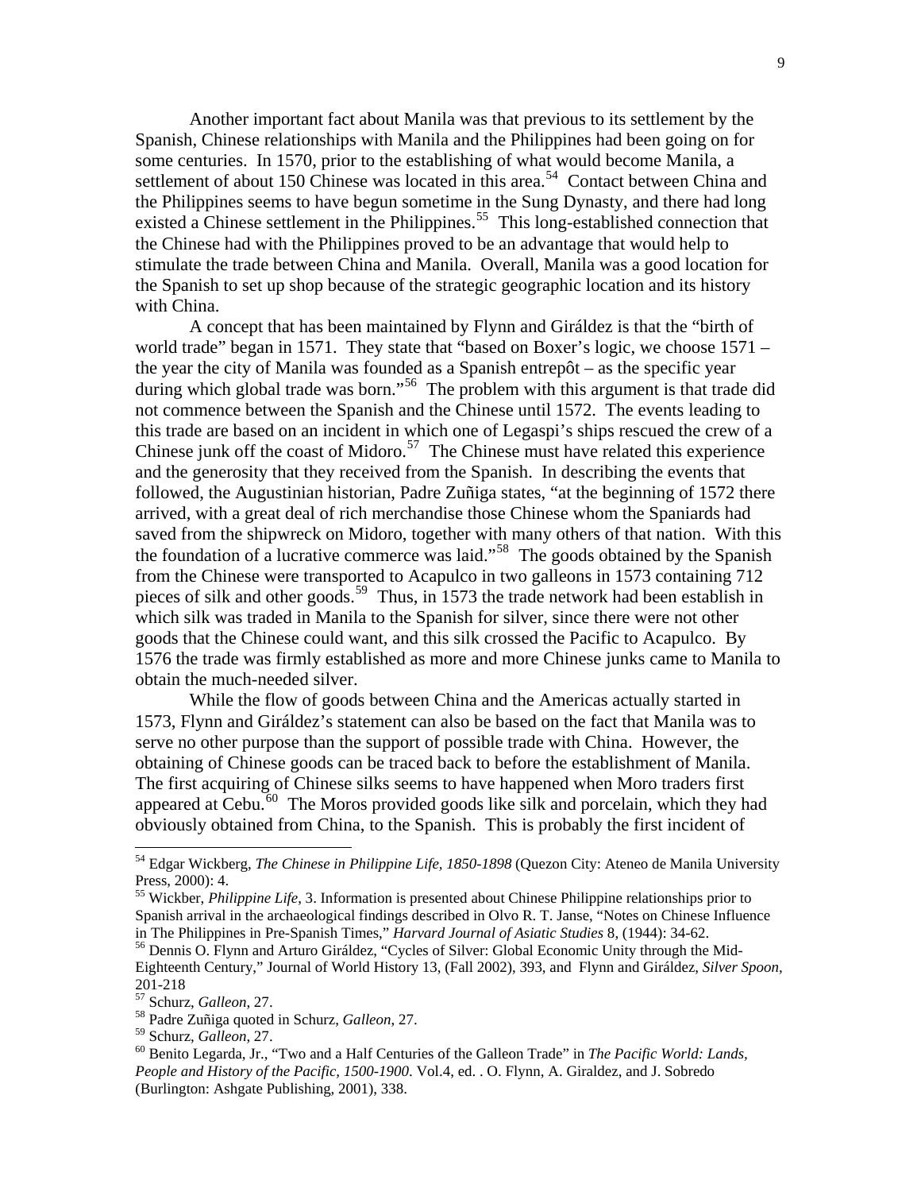Another important fact about Manila was that previous to its settlement by the Spanish, Chinese relationships with Manila and the Philippines had been going on for some centuries. In 1570, prior to the establishing of what would become Manila, a settlement of about 150 Chinese was located in this area.[54] Contact between China and the Philippines seems to have begun sometime in the Sung Dynasty, and there had long existed a Chinese settlement in the Philippines.[55] This long-established connection that the Chinese had with the Philippines proved to be an advantage that would help to stimulate the trade between China and Manila. Overall, Manila was a good location for the Spanish to set up shop because of the strategic geographic location and its history with China.

A concept that has been maintained by Flynn and Giráldez is that the "birth of world trade" began in 1571. They state that "based on Boxer's logic, we choose 1571 – the year the city of Manila was founded as a Spanish entrepôt – as the specific year during which global trade was born."[56] The problem with this argument is that trade did not commence between the Spanish and the Chinese until 1572. The events leading to this trade are based on an incident in which one of Legaspi's ships rescued the crew of a Chinese junk off the coast of Midoro.[57] The Chinese must have related this experience and the generosity that they received from the Spanish. In describing the events that followed, the Augustinian historian, Padre Zuñiga states, "at the beginning of 1572 there arrived, with a great deal of rich merchandise those Chinese whom the Spaniards had saved from the shipwreck on Midoro, together with many others of that nation. With this the foundation of a lucrative commerce was laid."[58] The goods obtained by the Spanish from the Chinese were transported to Acapulco in two galleons in 1573 containing 712 pieces of silk and other goods.[59] Thus, in 1573 the trade network had been establish in which silk was traded in Manila to the Spanish for silver, since there were not other goods that the Chinese could want, and this silk crossed the Pacific to Acapulco. By 1576 the trade was firmly established as more and more Chinese junks came to Manila to obtain the much-needed silver.

While the flow of goods between China and the Americas actually started in 1573, Flynn and Giráldez's statement can also be based on the fact that Manila was to serve no other purpose than the support of possible trade with China. However, the obtaining of Chinese goods can be traced back to before the establishment of Manila. The first acquiring of Chinese silks seems to have happened when Moro traders first appeared at Cebu.[60] The Moros provided goods like silk and porcelain, which they had obviously obtained from China, to the Spanish. This is probably the first incident of

---

[54] Edgar Wickberg, *The Chinese in Philippine Life, 1850-1898* (Quezon City: Ateneo de Manila University Press, 2000): 4.

[55] Wickber, *Philippine Life*, 3. Information is presented about Chinese Philippine relationships prior to Spanish arrival in the archaeological findings described in Olvo R. T. Janse, "Notes on Chinese Influence in The Philippines in Pre-Spanish Times," *Harvard Journal of Asiatic Studies* 8, (1944): 34-62.

[56] Dennis O. Flynn and Arturo Giráldez, "Cycles of Silver: Global Economic Unity through the Mid-Eighteenth Century," Journal of World History 13, (Fall 2002), 393, and Flynn and Giráldez, *Silver Spoon*, 201-218

[57] Schurz, *Galleon*, 27.

[58] Padre Zuñiga quoted in Schurz, *Galleon*, 27.

[59] Schurz, *Galleon*, 27.

[60] Benito Legarda, Jr., "Two and a Half Centuries of the Galleon Trade" in *The Pacific World: Lands, People and History of the Pacific, 1500-1900*. Vol.4, ed. . O. Flynn, A. Giraldez, and J. Sobredo (Burlington: Ashgate Publishing, 2001), 338.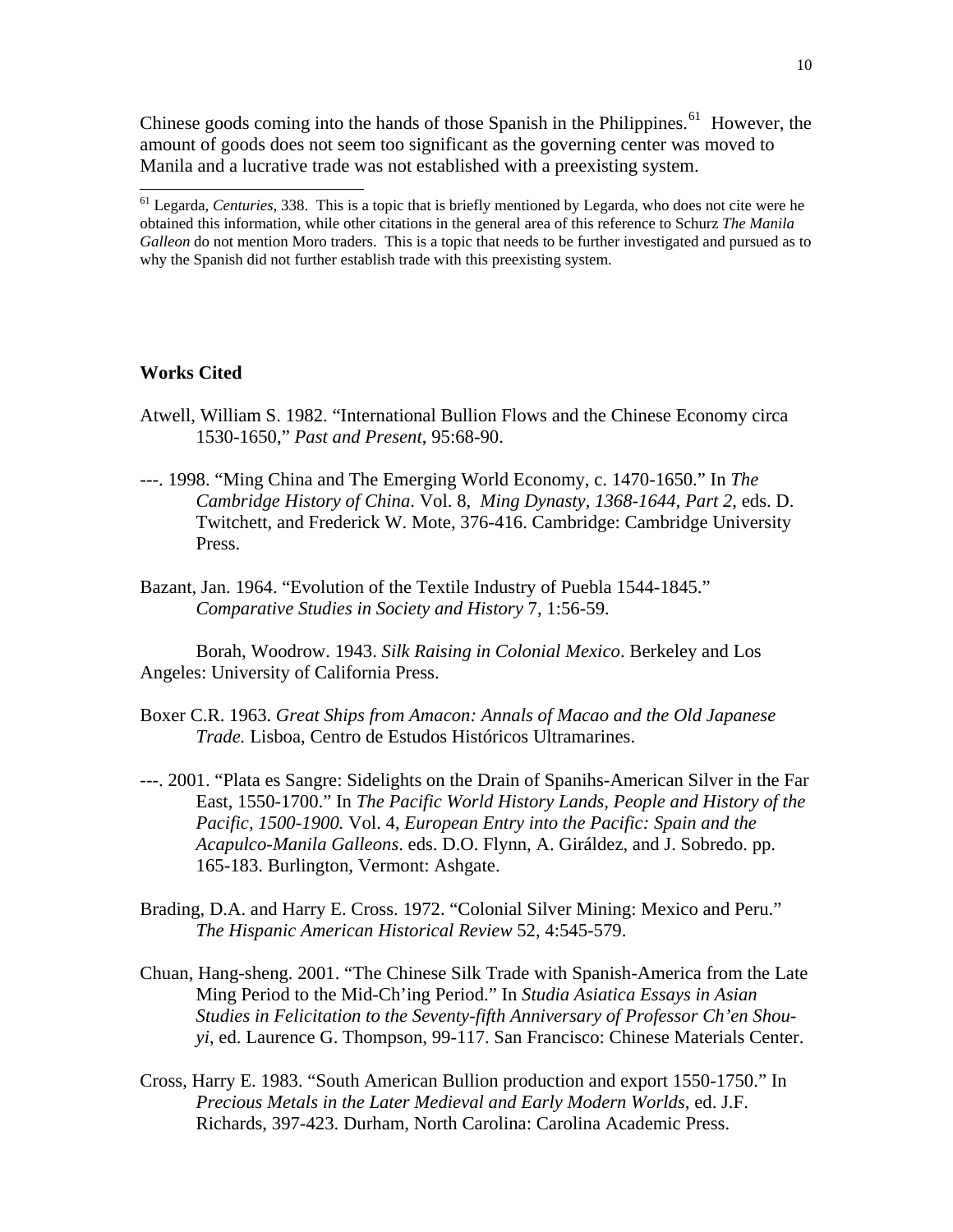Chinese goods coming into the hands of those Spanish in the Philippines.[61] However, the amount of goods does not seem too significant as the governing center was moved to Manila and a lucrative trade was not established with a preexisting system.

[61] Legarda, *Centuries*, 338. This is a topic that is briefly mentioned by Legarda, who does not cite were he obtained this information, while other citations in the general area of this reference to Schurz *The Manila Galleon* do not mention Moro traders. This is a topic that needs to be further investigated and pursued as to why the Spanish did not further establish trade with this preexisting system.

**Works Cited**

Atwell, William S. 1982. "International Bullion Flows and the Chinese Economy circa 1530-1650," *Past and Present*, 95:68-90.

---. 1998. "Ming China and The Emerging World Economy, c. 1470-1650." In *The Cambridge History of China*. Vol. 8, *Ming Dynasty, 1368-1644, Part 2*, eds. D. Twitchett, and Frederick W. Mote, 376-416. Cambridge: Cambridge University Press.

Bazant, Jan. 1964. "Evolution of the Textile Industry of Puebla 1544-1845." *Comparative Studies in Society and History* 7, 1:56-59.

Borah, Woodrow. 1943. *Silk Raising in Colonial Mexico*. Berkeley and Los Angeles: University of California Press.

Boxer C.R. 1963. *Great Ships from Amacon: Annals of Macao and the Old Japanese Trade.* Lisboa, Centro de Estudos Históricos Ultramarines.

---. 2001. "Plata es Sangre: Sidelights on the Drain of Spanihs-American Silver in the Far East, 1550-1700." In *The Pacific World History Lands, People and History of the Pacific, 1500-1900.* Vol. 4, *European Entry into the Pacific: Spain and the Acapulco-Manila Galleons*. eds. D.O. Flynn, A. Giráldez, and J. Sobredo. pp. 165-183. Burlington, Vermont: Ashgate.

Brading, D.A. and Harry E. Cross. 1972. "Colonial Silver Mining: Mexico and Peru." *The Hispanic American Historical Review* 52, 4:545-579.

Chuan, Hang-sheng. 2001. "The Chinese Silk Trade with Spanish-America from the Late Ming Period to the Mid-Ch'ing Period." In *Studia Asiatica Essays in Asian Studies in Felicitation to the Seventy-fifth Anniversary of Professor Ch'en Shou-yi*, ed. Laurence G. Thompson, 99-117. San Francisco: Chinese Materials Center.

Cross, Harry E. 1983. "South American Bullion production and export 1550-1750." In *Precious Metals in the Later Medieval and Early Modern Worlds*, ed. J.F. Richards, 397-423. Durham, North Carolina: Carolina Academic Press.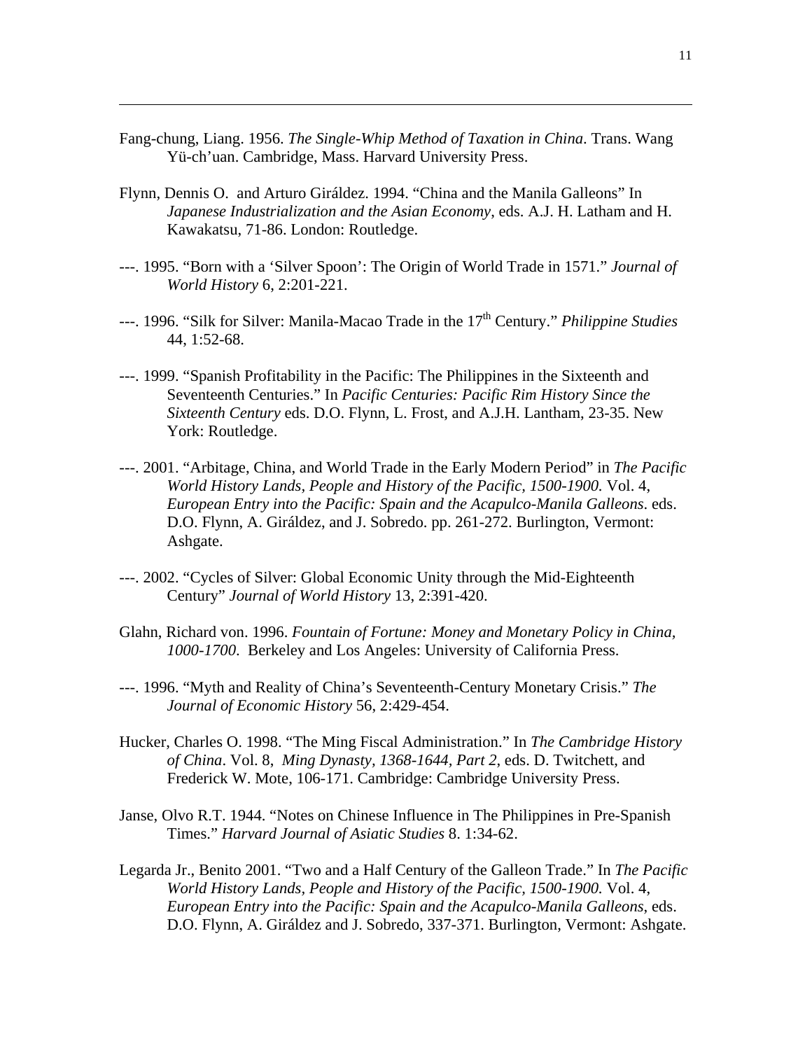Fang-chung, Liang. 1956. *The Single-Whip Method of Taxation in China*. Trans. Wang Yü-ch'uan. Cambridge, Mass. Harvard University Press.

Flynn, Dennis O. and Arturo Giráldez. 1994. "China and the Manila Galleons" In *Japanese Industrialization and the Asian Economy*, eds. A.J. H. Latham and H. Kawakatsu, 71-86. London: Routledge.

---. 1995. "Born with a 'Silver Spoon': The Origin of World Trade in 1571." *Journal of World History* 6, 2:201-221.

---. 1996. "Silk for Silver: Manila-Macao Trade in the 17th Century." *Philippine Studies* 44, 1:52-68.

---. 1999. "Spanish Profitability in the Pacific: The Philippines in the Sixteenth and Seventeenth Centuries." In *Pacific Centuries: Pacific Rim History Since the Sixteenth Century* eds. D.O. Flynn, L. Frost, and A.J.H. Lantham, 23-35. New York: Routledge.

---. 2001. "Arbitage, China, and World Trade in the Early Modern Period" in *The Pacific World History Lands, People and History of the Pacific, 1500-1900.* Vol. 4, *European Entry into the Pacific: Spain and the Acapulco-Manila Galleons*. eds. D.O. Flynn, A. Giráldez, and J. Sobredo. pp. 261-272. Burlington, Vermont: Ashgate.

---. 2002. "Cycles of Silver: Global Economic Unity through the Mid-Eighteenth Century" *Journal of World History* 13, 2:391-420.

Glahn, Richard von. 1996. *Fountain of Fortune: Money and Monetary Policy in China, 1000-1700*. Berkeley and Los Angeles: University of California Press.

---. 1996. "Myth and Reality of China's Seventeenth-Century Monetary Crisis." *The Journal of Economic History* 56, 2:429-454.

Hucker, Charles O. 1998. "The Ming Fiscal Administration." In *The Cambridge History of China*. Vol. 8, *Ming Dynasty, 1368-1644, Part 2*, eds. D. Twitchett, and Frederick W. Mote, 106-171. Cambridge: Cambridge University Press.

Janse, Olvo R.T. 1944. "Notes on Chinese Influence in The Philippines in Pre-Spanish Times." *Harvard Journal of Asiatic Studies* 8. 1:34-62.

Legarda Jr., Benito 2001. "Two and a Half Century of the Galleon Trade." In *The Pacific World History Lands, People and History of the Pacific, 1500-1900.* Vol. 4, *European Entry into the Pacific: Spain and the Acapulco-Manila Galleons*, eds. D.O. Flynn, A. Giráldez and J. Sobredo, 337-371. Burlington, Vermont: Ashgate.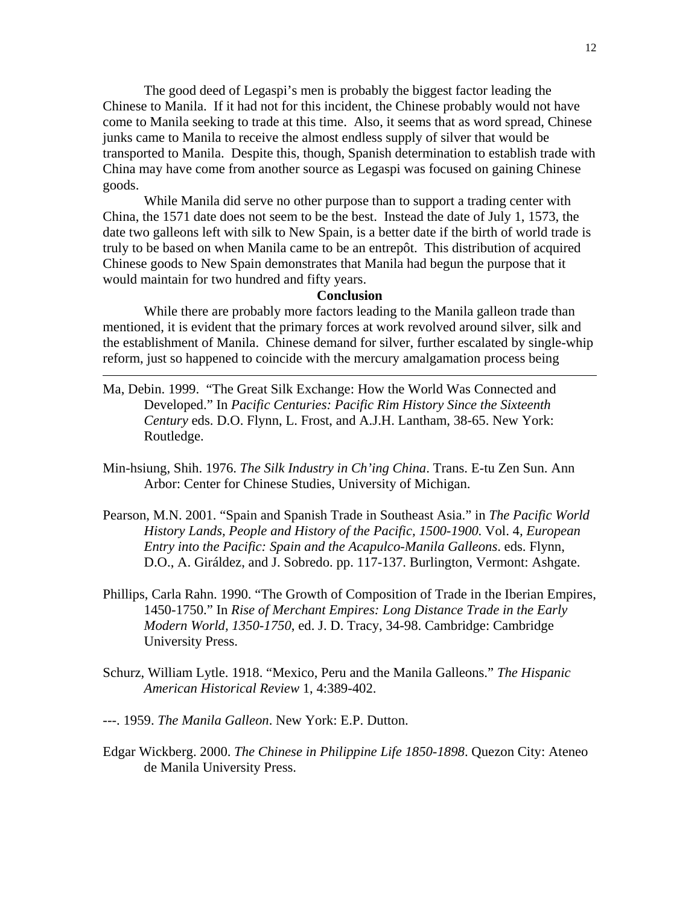The good deed of Legaspi's men is probably the biggest factor leading the Chinese to Manila. If it had not for this incident, the Chinese probably would not have come to Manila seeking to trade at this time. Also, it seems that as word spread, Chinese junks came to Manila to receive the almost endless supply of silver that would be transported to Manila. Despite this, though, Spanish determination to establish trade with China may have come from another source as Legaspi was focused on gaining Chinese goods.

While Manila did serve no other purpose than to support a trading center with China, the 1571 date does not seem to be the best. Instead the date of July 1, 1573, the date two galleons left with silk to New Spain, is a better date if the birth of world trade is truly to be based on when Manila came to be an entrepôt. This distribution of acquired Chinese goods to New Spain demonstrates that Manila had begun the purpose that it would maintain for two hundred and fifty years.

**Conclusion**

While there are probably more factors leading to the Manila galleon trade than mentioned, it is evident that the primary forces at work revolved around silver, silk and the establishment of Manila. Chinese demand for silver, further escalated by single-whip reform, just so happened to coincide with the mercury amalgamation process being

---

Ma, Debin. 1999. "The Great Silk Exchange: How the World Was Connected and Developed." In *Pacific Centuries: Pacific Rim History Since the Sixteenth Century* eds. D.O. Flynn, L. Frost, and A.J.H. Lantham, 38-65. New York: Routledge.

Min-hsiung, Shih. 1976. *The Silk Industry in Ch'ing China*. Trans. E-tu Zen Sun. Ann Arbor: Center for Chinese Studies, University of Michigan.

Pearson, M.N. 2001. "Spain and Spanish Trade in Southeast Asia." in *The Pacific World History Lands, People and History of the Pacific, 1500-1900.* Vol. 4, *European Entry into the Pacific: Spain and the Acapulco-Manila Galleons*. eds. Flynn, D.O., A. Giráldez, and J. Sobredo. pp. 117-137. Burlington, Vermont: Ashgate.

Phillips, Carla Rahn. 1990. "The Growth of Composition of Trade in the Iberian Empires, 1450-1750." In *Rise of Merchant Empires: Long Distance Trade in the Early Modern World, 1350-1750*, ed. J. D. Tracy, 34-98. Cambridge: Cambridge University Press.

Schurz, William Lytle. 1918. "Mexico, Peru and the Manila Galleons." *The Hispanic American Historical Review* 1, 4:389-402.

---. 1959. *The Manila Galleon*. New York: E.P. Dutton.

Edgar Wickberg. 2000. *The Chinese in Philippine Life 1850-1898*. Quezon City: Ateneo de Manila University Press.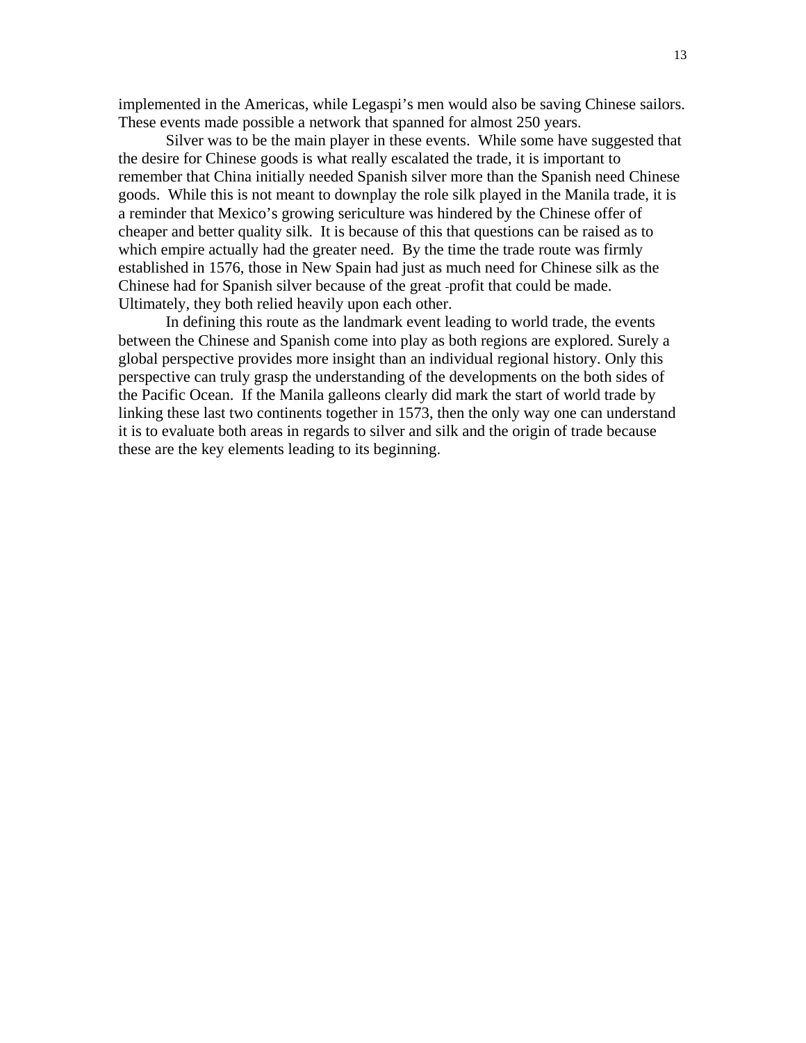implemented in the Americas, while Legaspi's men would also be saving Chinese sailors. These events made possible a network that spanned for almost 250 years.

Silver was to be the main player in these events. While some have suggested that the desire for Chinese goods is what really escalated the trade, it is important to remember that China initially needed Spanish silver more than the Spanish need Chinese goods. While this is not meant to downplay the role silk played in the Manila trade, it is a reminder that Mexico's growing sericulture was hindered by the Chinese offer of cheaper and better quality silk. It is because of this that questions can be raised as to which empire actually had the greater need. By the time the trade route was firmly established in 1576, those in New Spain had just as much need for Chinese silk as the Chinese had for Spanish silver because of the great profit that could be made. Ultimately, they both relied heavily upon each other.

In defining this route as the landmark event leading to world trade, the events between the Chinese and Spanish come into play as both regions are explored. Surely a global perspective provides more insight than an individual regional history. Only this perspective can truly grasp the understanding of the developments on the both sides of the Pacific Ocean. If the Manila galleons clearly did mark the start of world trade by linking these last two continents together in 1573, then the only way one can understand it is to evaluate both areas in regards to silver and silk and the origin of trade because these are the key elements leading to its beginning.